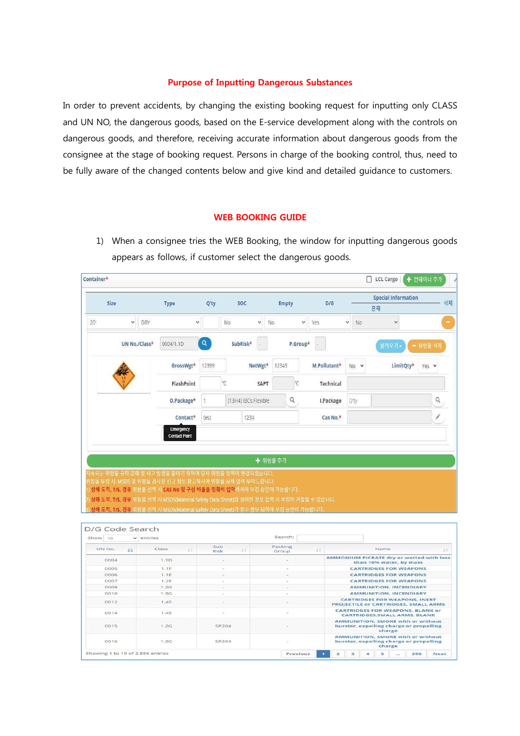## Purpose of Inputting Dangerous Substances

In order to prevent accidents, by changing the existing booking request for inputting only CLASS and UN NO, the dangerous goods, based on the E-service development along with the controls on dangerous goods, and therefore, receiving accurate information about dangerous goods from the consignee at the stage of booking request. Persons in charge of the booking control, thus, need to be fully aware of the changed contents below and give kind and detailed guidance to customers.

## WEB BOOKING GUIDE

1) When a consignee tries the WEB Booking, the window for inputting dangerous goods appears as follows, if customer select the dangerous goods.

Container*　　LCL Cargo　+ 컨테이너 추가

| Size | Type | Q'ty | SOC | Empty | D/G | Special Information 혼재 | 삭제 |
|---|---|---|---|---|---|---|---|
| 20' | DRY | | No | No | Yes | No | - |

UN No./Class* 0004/1.1D　SubRisk* -　P.Group* -　불러오기　- 위험물 삭제

GrossWgt* 12399　NetWgt* 12345　M.Pollutant* No　LimitQty* Yes

FlashPoint ℃　SAPT ℃　Technical

O.Package* 1 [13H4] IBCs Flexible　I.Package Q'ty

Contact* test 1234　Cas No.*

Emergency Contact Point

+ 위험물 추가

지속되는 위험물 규제 강화 및 사고 발생을 줄이기 위하여 당사 위험물 정책이 변경되었습니다.
위험물 부킹 시, MSDS 및 위험물 검사원 신고 정보 참고하시어 위험물 상세 입력 부탁드립니다.
1) 상해 도착, T/S, 경유 위험물 선적 시 CAS No 및 구성 비율을 정확히 입력하셔야 부킹 승인이 가능합니다.
2) 상해 도착, T/S, 경유 위험물 선적 시 MSDS(Material Safety Data Sheet)와 상이한 정보 입력 시 부킹이 거절될 수 있습니다.
3) 상해 도착, T/S, 경유 위험물 선적 시 MSDS(Material Safety Data Sheet)가 필수 첨부 되어야 부킹 승인이 가능합니다.

D/G Code Search

Show 10 entries　Search:

| UN No. | Class | Sub Risk | Packing Group | Name |
|---|---|---|---|---|
| 0004 | 1.1D | - | - | AMMONIUM PICRATE dry or wetted with less than 10% water, by mass |
| 0005 | 1.1F | - | - | CARTRIDGES FOR WEAPONS |
| 0006 | 1.1E | - | - | CARTRIDGES FOR WEAPONS |
| 0007 | 1.2F | - | - | CARTRIDGES FOR WEAPONS |
| 0009 | 1.2G | - | - | AMMUNITION, INCENDIARY |
| 0010 | 1.3G | - | - | AMMUNITION, INCENDIARY |
| 0012 | 1.4S | - | - | CARTRIDGES FOR WEAPONS, INERT PROJECTILE or CARTRIDGES, SMALL ARMS |
| 0014 | 1.4S | - | - | CARTRIDGES FOR WEAPONS, BLANK or CARTRIDGES,SMALL ARMS, BLANK |
| 0015 | 1.2G | SP204 | - | AMMUNITION, SMOKE with or without burster, expelling charge or propelling charge |
| 0016 | 1.3G | SP204 | - | AMMUNITION, SMOKE with or without burster, expelling charge or propelling charge |

Showing 1 to 10 of 2,896 entries　Previous 1 2 3 4 5 ... 290 Next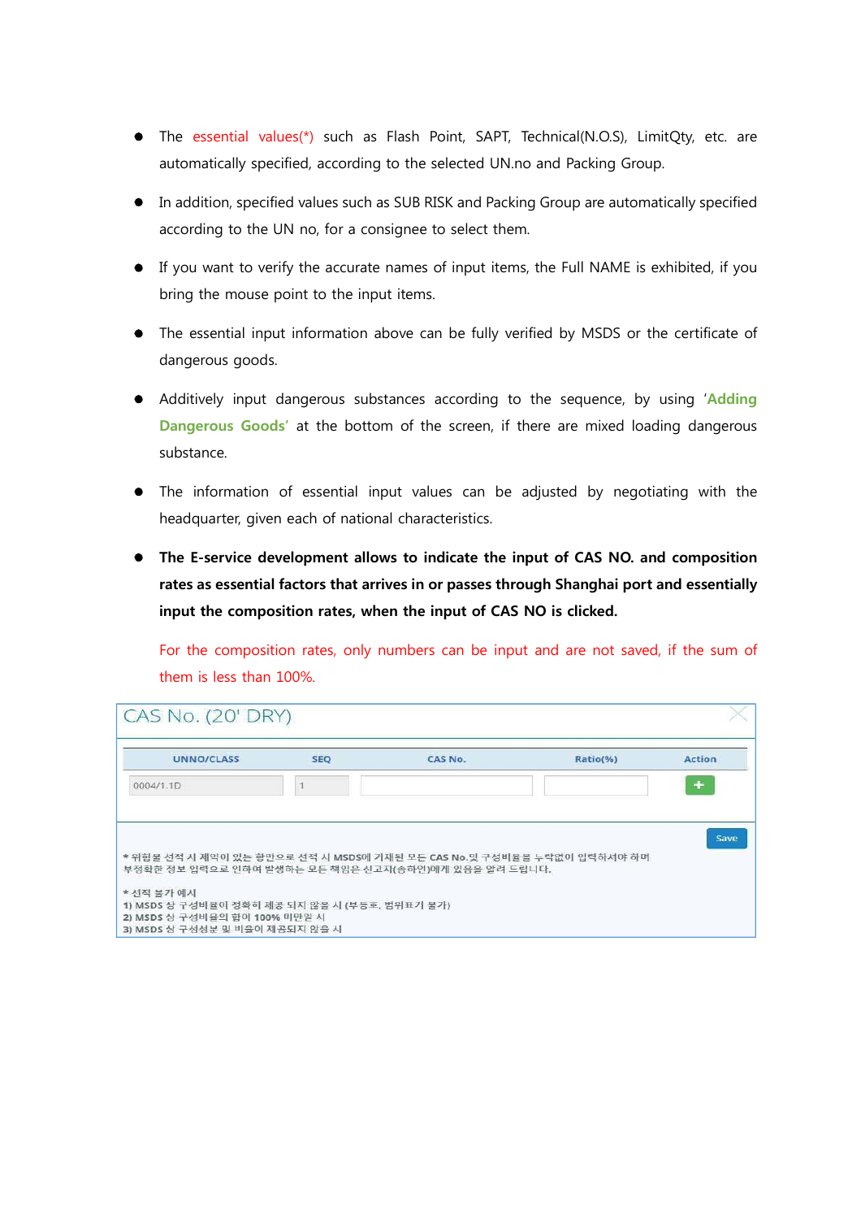- The essential values(*) such as Flash Point, SAPT, Technical(N.O.S), LimitQty, etc. are automatically specified, according to the selected UN.no and Packing Group.
- In addition, specified values such as SUB RISK and Packing Group are automatically specified according to the UN no, for a consignee to select them.
- If you want to verify the accurate names of input items, the Full NAME is exhibited, if you bring the mouse point to the input items.
- The essential input information above can be fully verified by MSDS or the certificate of dangerous goods.
- Additively input dangerous substances according to the sequence, by using '**Adding Dangerous Goods**' at the bottom of the screen, if there are mixed loading dangerous substance.
- The information of essential input values can be adjusted by negotiating with the headquarter, given each of national characteristics.
- **The E-service development allows to indicate the input of CAS NO. and composition rates as essential factors that arrives in or passes through Shanghai port and essentially input the composition rates, when the input of CAS NO is clicked.**

  For the composition rates, only numbers can be input and are not saved, if the sum of them is less than 100%.

CAS No. (20' DRY)

| UNNO/CLASS | SEQ | CAS No. | Ratio(%) | Action |
|---|---|---|---|---|
| 0004/1.1D | 1 | | | + |

Save

* 위험물 선적 시 제약이 있는 항만으로 선적 시 MSDS에 기재된 모든 CAS No.및 구성비율을 누락없이 입력하셔야 하며 부정확한 정보 입력으로 인하여 발생하는 모든 책임은 신고자(송하인)에게 있음을 알려 드립니다.

* 선적 불가 예시
1) MSDS 상 구성비율이 정확히 제공 되지 않을 시 (부등호, 범위표기 불가)
2) MSDS 상 구성비율의 합이 100% 미만일 시
3) MSDS 상 구성성분 및 비율이 제공되지 않을 시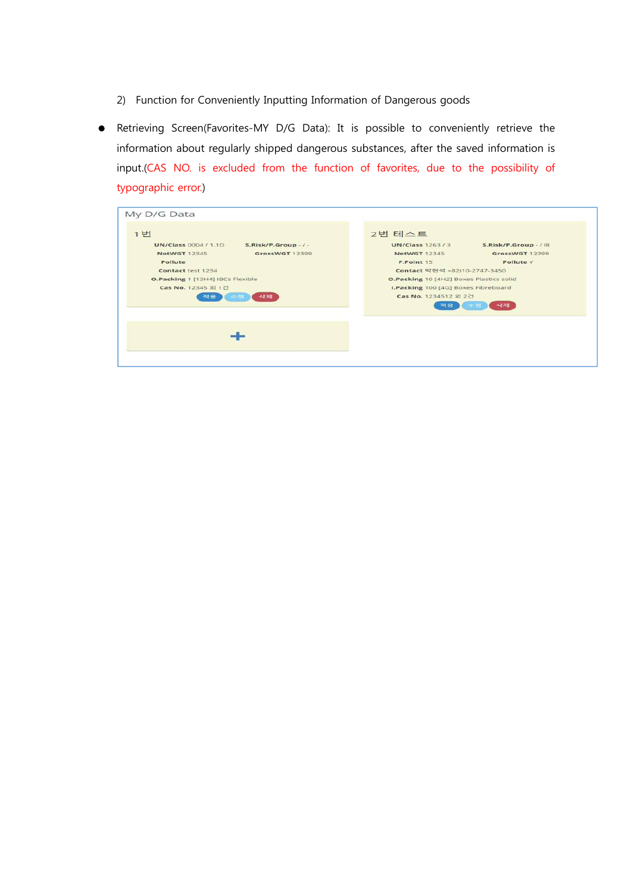2) Function for Conveniently Inputting Information of Dangerous goods

- Retrieving Screen(Favorites-MY D/G Data): It is possible to conveniently retrieve the information about regularly shipped dangerous substances, after the saved information is input.(CAS NO. is excluded from the function of favorites, due to the possibility of typographic error.)

My D/G Data

1번

UN/Class 0004 / 1.1D  S.Risk/P.Group - / -
NetWGT 12345  GrossWGT 12399
Pollute
Contact test 1234
O.Packing 1 [13H4] IBCs Flexible
Cas No. 12345 외 1건
적용 수정 삭제

2번 테스트

UN/Class 1263 / 3  S.Risk/P.Group - / III
NetWGT 12345  GrossWGT 12399
F.Point 15  Pollute Y
Contact 박현석 +82)10-2747-3450
O.Packing 10 [4H2] Boxes Plastics solid
I.Packing 100 [4G] Boxes Fibreboard
Cas No. 1234512 외 2건
적용 수정 삭제

+